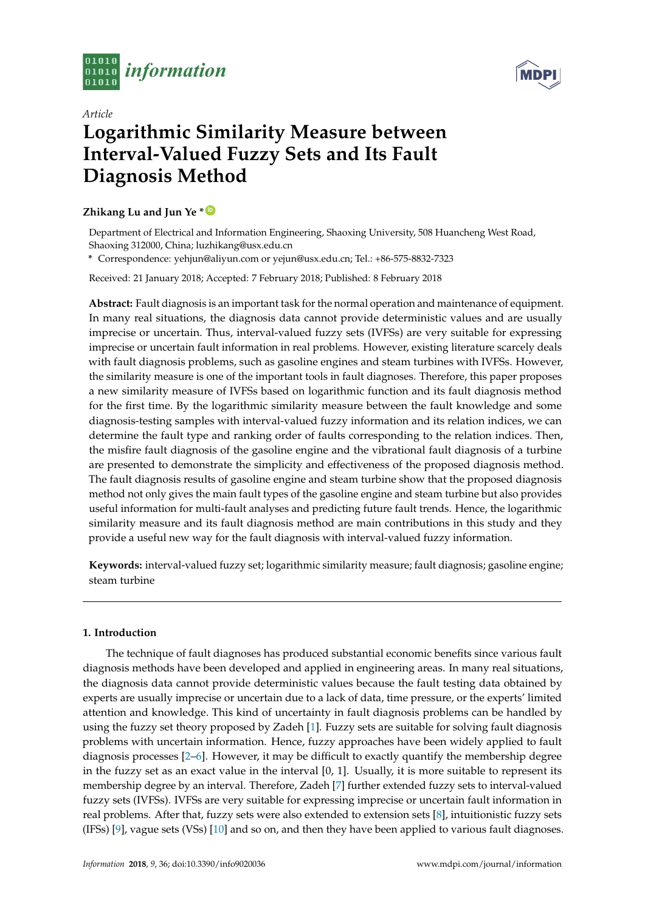*Article*

# Logarithmic Similarity Measure between Interval-Valued Fuzzy Sets and Its Fault Diagnosis Method

**Zhikang Lu and Jun Ye ***

Department of Electrical and Information Engineering, Shaoxing University, 508 Huancheng West Road, Shaoxing 312000, China; luzhikang@usx.edu.cn

* Correspondence: yehjun@aliyun.com or yejun@usx.edu.cn; Tel.: +86-575-8832-7323

Received: 21 January 2018; Accepted: 7 February 2018; Published: 8 February 2018

**Abstract:** Fault diagnosis is an important task for the normal operation and maintenance of equipment. In many real situations, the diagnosis data cannot provide deterministic values and are usually imprecise or uncertain. Thus, interval-valued fuzzy sets (IVFSs) are very suitable for expressing imprecise or uncertain fault information in real problems. However, existing literature scarcely deals with fault diagnosis problems, such as gasoline engines and steam turbines with IVFSs. However, the similarity measure is one of the important tools in fault diagnoses. Therefore, this paper proposes a new similarity measure of IVFSs based on logarithmic function and its fault diagnosis method for the first time. By the logarithmic similarity measure between the fault knowledge and some diagnosis-testing samples with interval-valued fuzzy information and its relation indices, we can determine the fault type and ranking order of faults corresponding to the relation indices. Then, the misfire fault diagnosis of the gasoline engine and the vibrational fault diagnosis of a turbine are presented to demonstrate the simplicity and effectiveness of the proposed diagnosis method. The fault diagnosis results of gasoline engine and steam turbine show that the proposed diagnosis method not only gives the main fault types of the gasoline engine and steam turbine but also provides useful information for multi-fault analyses and predicting future fault trends. Hence, the logarithmic similarity measure and its fault diagnosis method are main contributions in this study and they provide a useful new way for the fault diagnosis with interval-valued fuzzy information.

**Keywords:** interval-valued fuzzy set; logarithmic similarity measure; fault diagnosis; gasoline engine; steam turbine

## 1. Introduction

The technique of fault diagnoses has produced substantial economic benefits since various fault diagnosis methods have been developed and applied in engineering areas. In many real situations, the diagnosis data cannot provide deterministic values because the fault testing data obtained by experts are usually imprecise or uncertain due to a lack of data, time pressure, or the experts' limited attention and knowledge. This kind of uncertainty in fault diagnosis problems can be handled by using the fuzzy set theory proposed by Zadeh [1]. Fuzzy sets are suitable for solving fault diagnosis problems with uncertain information. Hence, fuzzy approaches have been widely applied to fault diagnosis processes [2–6]. However, it may be difficult to exactly quantify the membership degree in the fuzzy set as an exact value in the interval [0, 1]. Usually, it is more suitable to represent its membership degree by an interval. Therefore, Zadeh [7] further extended fuzzy sets to interval-valued fuzzy sets (IVFSs). IVFSs are very suitable for expressing imprecise or uncertain fault information in real problems. After that, fuzzy sets were also extended to extension sets [8], intuitionistic fuzzy sets (IFSs) [9], vague sets (VSs) [10] and so on, and then they have been applied to various fault diagnoses.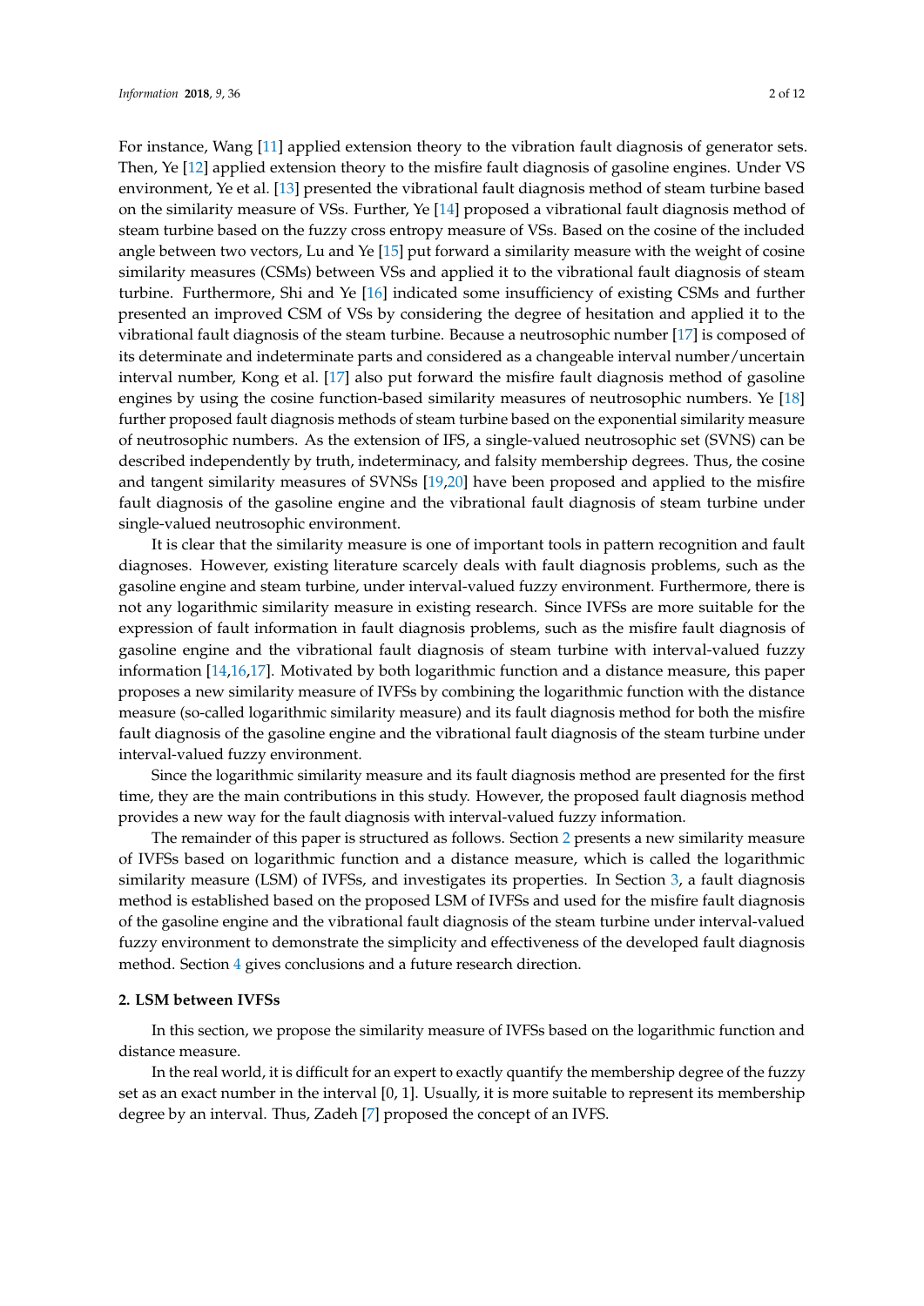For instance, Wang [11] applied extension theory to the vibration fault diagnosis of generator sets. Then, Ye [12] applied extension theory to the misfire fault diagnosis of gasoline engines. Under VS environment, Ye et al. [13] presented the vibrational fault diagnosis method of steam turbine based on the similarity measure of VSs. Further, Ye [14] proposed a vibrational fault diagnosis method of steam turbine based on the fuzzy cross entropy measure of VSs. Based on the cosine of the included angle between two vectors, Lu and Ye [15] put forward a similarity measure with the weight of cosine similarity measures (CSMs) between VSs and applied it to the vibrational fault diagnosis of steam turbine. Furthermore, Shi and Ye [16] indicated some insufficiency of existing CSMs and further presented an improved CSM of VSs by considering the degree of hesitation and applied it to the vibrational fault diagnosis of the steam turbine. Because a neutrosophic number [17] is composed of its determinate and indeterminate parts and considered as a changeable interval number/uncertain interval number, Kong et al. [17] also put forward the misfire fault diagnosis method of gasoline engines by using the cosine function-based similarity measures of neutrosophic numbers. Ye [18] further proposed fault diagnosis methods of steam turbine based on the exponential similarity measure of neutrosophic numbers. As the extension of IFS, a single-valued neutrosophic set (SVNS) can be described independently by truth, indeterminacy, and falsity membership degrees. Thus, the cosine and tangent similarity measures of SVNSs [19,20] have been proposed and applied to the misfire fault diagnosis of the gasoline engine and the vibrational fault diagnosis of steam turbine under single-valued neutrosophic environment.

It is clear that the similarity measure is one of important tools in pattern recognition and fault diagnoses. However, existing literature scarcely deals with fault diagnosis problems, such as the gasoline engine and steam turbine, under interval-valued fuzzy environment. Furthermore, there is not any logarithmic similarity measure in existing research. Since IVFSs are more suitable for the expression of fault information in fault diagnosis problems, such as the misfire fault diagnosis of gasoline engine and the vibrational fault diagnosis of steam turbine with interval-valued fuzzy information [14,16,17]. Motivated by both logarithmic function and a distance measure, this paper proposes a new similarity measure of IVFSs by combining the logarithmic function with the distance measure (so-called logarithmic similarity measure) and its fault diagnosis method for both the misfire fault diagnosis of the gasoline engine and the vibrational fault diagnosis of the steam turbine under interval-valued fuzzy environment.

Since the logarithmic similarity measure and its fault diagnosis method are presented for the first time, they are the main contributions in this study. However, the proposed fault diagnosis method provides a new way for the fault diagnosis with interval-valued fuzzy information.

The remainder of this paper is structured as follows. Section 2 presents a new similarity measure of IVFSs based on logarithmic function and a distance measure, which is called the logarithmic similarity measure (LSM) of IVFSs, and investigates its properties. In Section 3, a fault diagnosis method is established based on the proposed LSM of IVFSs and used for the misfire fault diagnosis of the gasoline engine and the vibrational fault diagnosis of the steam turbine under interval-valued fuzzy environment to demonstrate the simplicity and effectiveness of the developed fault diagnosis method. Section 4 gives conclusions and a future research direction.

## 2. LSM between IVFSs

In this section, we propose the similarity measure of IVFSs based on the logarithmic function and distance measure.

In the real world, it is difficult for an expert to exactly quantify the membership degree of the fuzzy set as an exact number in the interval [0, 1]. Usually, it is more suitable to represent its membership degree by an interval. Thus, Zadeh [7] proposed the concept of an IVFS.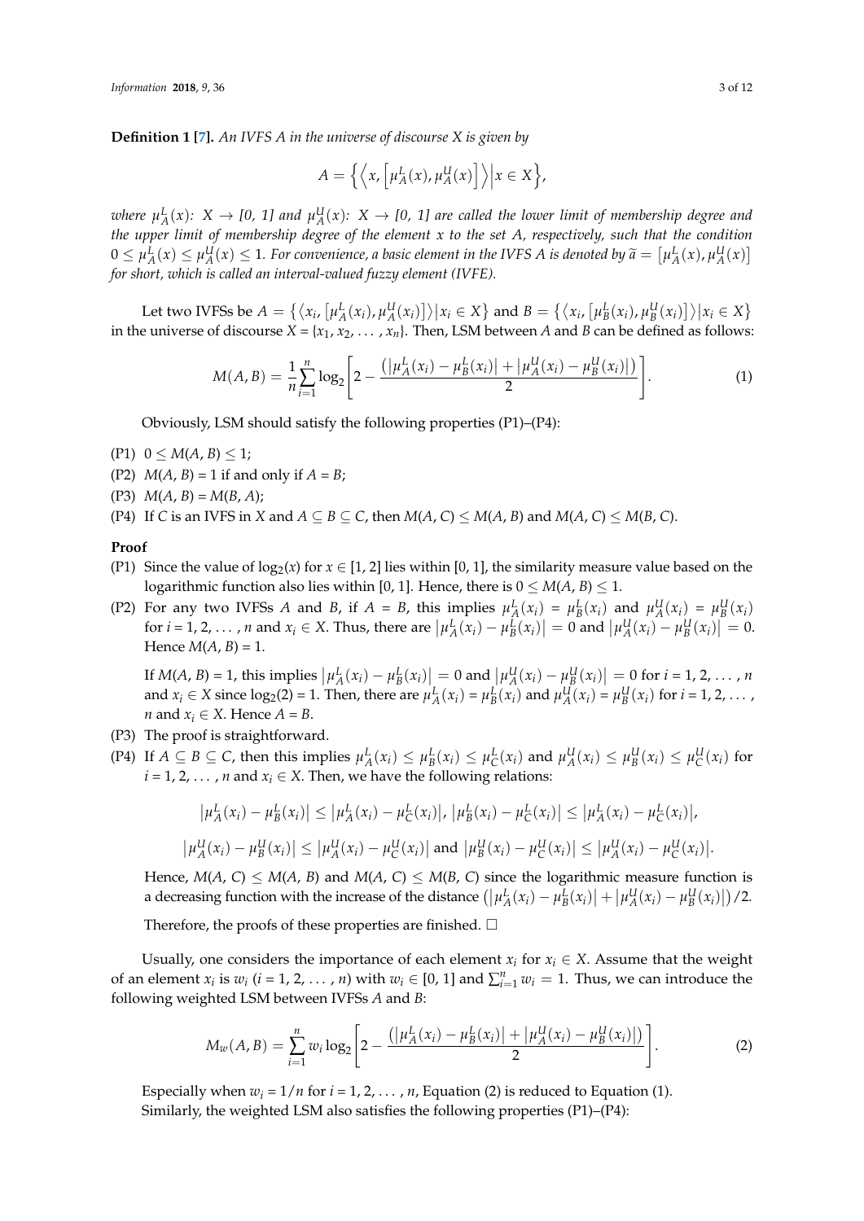**Definition 1 [7].** *An IVFS A in the universe of discourse X is given by*

$$A = \left\{ \left\langle x, \left[\mu_A^L(x), \mu_A^U(x)\right] \right\rangle \middle| x \in X \right\},$$

*where $\mu_A^L(x)$: $X \to [0, 1]$ and $\mu_A^U(x)$: $X \to [0, 1]$ are called the lower limit of membership degree and the upper limit of membership degree of the element x to the set A, respectively, such that the condition $0 \le \mu_A^L(x) \le \mu_A^U(x) \le 1$. For convenience, a basic element in the IVFS A is denoted by $\widetilde{a} = \left[\mu_A^L(x), \mu_A^U(x)\right]$ for short, which is called an interval-valued fuzzy element (IVFE).*

Let two IVFSs be $A = \left\{ \left\langle x_i, \left[\mu_A^L(x_i), \mu_A^U(x_i)\right] \right\rangle \middle| x_i \in X \right\}$ and $B = \left\{ \left\langle x_i, \left[\mu_B^L(x_i), \mu_B^U(x_i)\right] \right\rangle \middle| x_i \in X \right\}$ in the universe of discourse $X = \{x_1, x_2, \ldots, x_n\}$. Then, LSM between $A$ and $B$ can be defined as follows:

$$M(A, B) = \frac{1}{n}\sum_{i=1}^{n} \log_2\left[2 - \frac{\left(\left|\mu_A^L(x_i) - \mu_B^L(x_i)\right| + \left|\mu_A^U(x_i) - \mu_B^U(x_i)\right|\right)}{2}\right]. \tag{1}$$

Obviously, LSM should satisfy the following properties (P1)–(P4):

(P1) $0 \le M(A, B) \le 1$;

(P2) $M(A, B) = 1$ if and only if $A = B$;

(P3) $M(A, B) = M(B, A)$;

(P4) If $C$ is an IVFS in $X$ and $A \subseteq B \subseteq C$, then $M(A, C) \le M(A, B)$ and $M(A, C) \le M(B, C)$.

**Proof**

(P1) Since the value of $\log_2(x)$ for $x \in [1, 2]$ lies within [0, 1], the similarity measure value based on the logarithmic function also lies within [0, 1]. Hence, there is $0 \le M(A, B) \le 1$.

(P2) For any two IVFSs $A$ and $B$, if $A = B$, this implies $\mu_A^L(x_i) = \mu_B^L(x_i)$ and $\mu_A^U(x_i) = \mu_B^U(x_i)$ for $i = 1, 2, \ldots, n$ and $x_i \in X$. Thus, there are $\left|\mu_A^L(x_i) - \mu_B^L(x_i)\right| = 0$ and $\left|\mu_A^U(x_i) - \mu_B^U(x_i)\right| = 0$. Hence $M(A, B) = 1$.

If $M(A, B) = 1$, this implies $\left|\mu_A^L(x_i) - \mu_B^L(x_i)\right| = 0$ and $\left|\mu_A^U(x_i) - \mu_B^U(x_i)\right| = 0$ for $i = 1, 2, \ldots, n$ and $x_i \in X$ since $\log_2(2) = 1$. Then, there are $\mu_A^L(x_i) = \mu_B^L(x_i)$ and $\mu_A^U(x_i) = \mu_B^U(x_i)$ for $i = 1, 2, \ldots, n$ and $x_i \in X$. Hence $A = B$.

(P3) The proof is straightforward.

(P4) If $A \subseteq B \subseteq C$, then this implies $\mu_A^L(x_i) \le \mu_B^L(x_i) \le \mu_C^L(x_i)$ and $\mu_A^U(x_i) \le \mu_B^U(x_i) \le \mu_C^U(x_i)$ for $i = 1, 2, \ldots, n$ and $x_i \in X$. Then, we have the following relations:

$$\left|\mu_A^L(x_i) - \mu_B^L(x_i)\right| \le \left|\mu_A^L(x_i) - \mu_C^L(x_i)\right|, \left|\mu_B^L(x_i) - \mu_C^L(x_i)\right| \le \left|\mu_A^L(x_i) - \mu_C^L(x_i)\right|,$$

$$\left|\mu_A^U(x_i) - \mu_B^U(x_i)\right| \le \left|\mu_A^U(x_i) - \mu_C^U(x_i)\right| \text{ and } \left|\mu_B^U(x_i) - \mu_C^U(x_i)\right| \le \left|\mu_A^U(x_i) - \mu_C^U(x_i)\right|.$$

Hence, $M(A, C) \le M(A, B)$ and $M(A, C) \le M(B, C)$ since the logarithmic measure function is a decreasing function with the increase of the distance $\left(\left|\mu_A^L(x_i) - \mu_B^L(x_i)\right| + \left|\mu_A^U(x_i) - \mu_B^U(x_i)\right|\right)/2$.

Therefore, the proofs of these properties are finished. □

Usually, one considers the importance of each element $x_i$ for $x_i \in X$. Assume that the weight of an element $x_i$ is $w_i$ ($i = 1, 2, \ldots, n$) with $w_i \in [0, 1]$ and $\sum_{i=1}^{n} w_i = 1$. Thus, we can introduce the following weighted LSM between IVFSs $A$ and $B$:

$$M_w(A, B) = \sum_{i=1}^{n} w_i \log_2\left[2 - \frac{\left(\left|\mu_A^L(x_i) - \mu_B^L(x_i)\right| + \left|\mu_A^U(x_i) - \mu_B^U(x_i)\right|\right)}{2}\right]. \tag{2}$$

Especially when $w_i = 1/n$ for $i = 1, 2, \ldots, n$, Equation (2) is reduced to Equation (1).

Similarly, the weighted LSM also satisfies the following properties (P1)–(P4):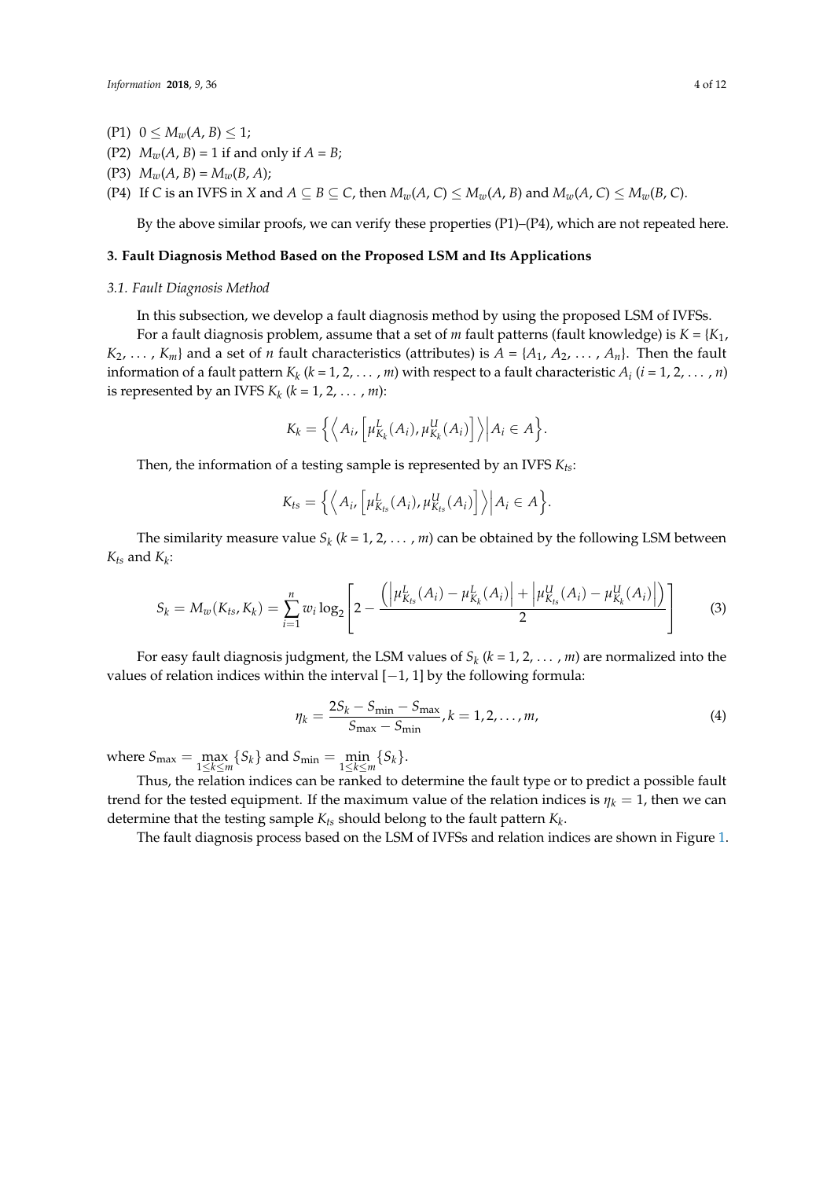(P1) $0 \leq M_w(A, B) \leq 1$;

(P2) $M_w(A, B) = 1$ if and only if $A = B$;

(P3) $M_w(A, B) = M_w(B, A)$;

(P4) If $C$ is an IVFS in $X$ and $A \subseteq B \subseteq C$, then $M_w(A, C) \leq M_w(A, B)$ and $M_w(A, C) \leq M_w(B, C)$.

By the above similar proofs, we can verify these properties (P1)–(P4), which are not repeated here.

## 3. Fault Diagnosis Method Based on the Proposed LSM and Its Applications

### *3.1. Fault Diagnosis Method*

In this subsection, we develop a fault diagnosis method by using the proposed LSM of IVFSs.

For a fault diagnosis problem, assume that a set of $m$ fault patterns (fault knowledge) is $K = \{K_1, K_2, \ldots, K_m\}$ and a set of $n$ fault characteristics (attributes) is $A = \{A_1, A_2, \ldots, A_n\}$. Then the fault information of a fault pattern $K_k$ ($k = 1, 2, \ldots, m$) with respect to a fault characteristic $A_i$ ($i = 1, 2, \ldots, n$) is represented by an IVFS $K_k$ ($k = 1, 2, \ldots, m$):

$$K_k = \left\{ \left\langle A_i, \left[ \mu^L_{K_k}(A_i), \mu^U_{K_k}(A_i) \right] \right\rangle \middle| A_i \in A \right\}.$$

Then, the information of a testing sample is represented by an IVFS $K_{ts}$:

$$K_{ts} = \left\{ \left\langle A_i, \left[ \mu^L_{K_{ts}}(A_i), \mu^U_{K_{ts}}(A_i) \right] \right\rangle \middle| A_i \in A \right\}.$$

The similarity measure value $S_k$ ($k = 1, 2, \ldots, m$) can be obtained by the following LSM between $K_{ts}$ and $K_k$:

$$S_k = M_w(K_{ts}, K_k) = \sum_{i=1}^{n} w_i \log_2 \left[ 2 - \frac{\left( \left| \mu^L_{K_{ts}}(A_i) - \mu^L_{K_k}(A_i) \right| + \left| \mu^U_{K_{ts}}(A_i) - \mu^U_{K_k}(A_i) \right| \right)}{2} \right] \quad (3)$$

For easy fault diagnosis judgment, the LSM values of $S_k$ ($k = 1, 2, \ldots, m$) are normalized into the values of relation indices within the interval $[-1, 1]$ by the following formula:

$$\eta_k = \frac{2S_k - S_{\min} - S_{\max}}{S_{\max} - S_{\min}}, k = 1, 2, \ldots, m, \quad (4)$$

where $S_{\max} = \max_{1 \leq k \leq m} \{S_k\}$ and $S_{\min} = \min_{1 \leq k \leq m} \{S_k\}$.

Thus, the relation indices can be ranked to determine the fault type or to predict a possible fault trend for the tested equipment. If the maximum value of the relation indices is $\eta_k = 1$, then we can determine that the testing sample $K_{ts}$ should belong to the fault pattern $K_k$.

The fault diagnosis process based on the LSM of IVFSs and relation indices are shown in Figure 1.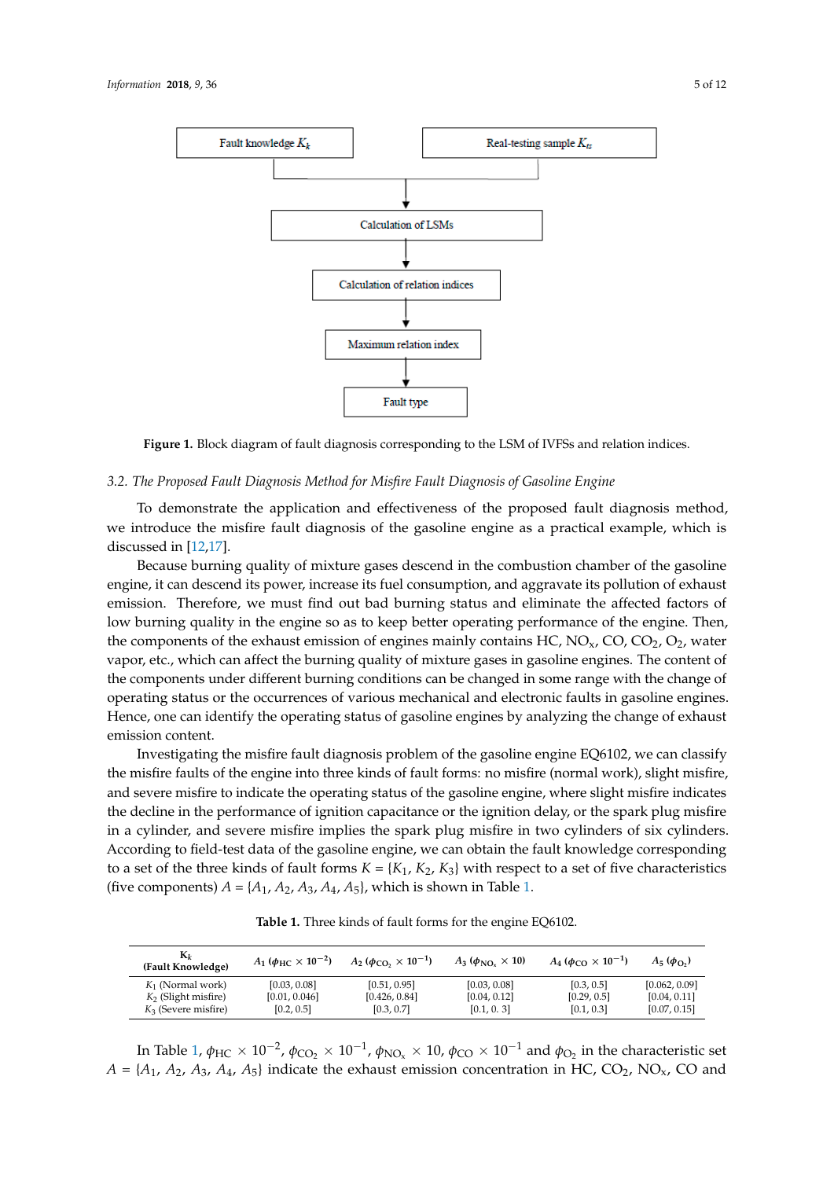Fault knowledge $K_k$

Real-testing sample $K_{ts}$

Calculation of LSMs

Calculation of relation indices

Maximum relation index

Fault type

**Figure 1.** Block diagram of fault diagnosis corresponding to the LSM of IVFSs and relation indices.

### *3.2. The Proposed Fault Diagnosis Method for Misfire Fault Diagnosis of Gasoline Engine*

To demonstrate the application and effectiveness of the proposed fault diagnosis method, we introduce the misfire fault diagnosis of the gasoline engine as a practical example, which is discussed in [12,17].

Because burning quality of mixture gases descend in the combustion chamber of the gasoline engine, it can descend its power, increase its fuel consumption, and aggravate its pollution of exhaust emission. Therefore, we must find out bad burning status and eliminate the affected factors of low burning quality in the engine so as to keep better operating performance of the engine. Then, the components of the exhaust emission of engines mainly contains HC, $NO_x$, CO, $CO_2$, $O_2$, water vapor, etc., which can affect the burning quality of mixture gases in gasoline engines. The content of the components under different burning conditions can be changed in some range with the change of operating status or the occurrences of various mechanical and electronic faults in gasoline engines. Hence, one can identify the operating status of gasoline engines by analyzing the change of exhaust emission content.

Investigating the misfire fault diagnosis problem of the gasoline engine EQ6102, we can classify the misfire faults of the engine into three kinds of fault forms: no misfire (normal work), slight misfire, and severe misfire to indicate the operating status of the gasoline engine, where slight misfire indicates the decline in the performance of ignition capacitance or the ignition delay, or the spark plug misfire in a cylinder, and severe misfire implies the spark plug misfire in two cylinders of six cylinders. According to field-test data of the gasoline engine, we can obtain the fault knowledge corresponding to a set of the three kinds of fault forms $K = \{K_1, K_2, K_3\}$ with respect to a set of five characteristics (five components) $A = \{A_1, A_2, A_3, A_4, A_5\}$, which is shown in Table 1.

**Table 1.** Three kinds of fault forms for the engine EQ6102.

| $K_k$ (Fault Knowledge) | $A_1$ ($\phi_{HC} \times 10^{-2}$) | $A_2$ ($\phi_{CO_2} \times 10^{-1}$) | $A_3$ ($\phi_{NO_x} \times 10$) | $A_4$ ($\phi_{CO} \times 10^{-1}$) | $A_5$ ($\phi_{O_2}$) |
|---|---|---|---|---|---|
| $K_1$ (Normal work) | [0.03, 0.08] | [0.51, 0.95] | [0.03, 0.08] | [0.3, 0.5] | [0.062, 0.09] |
| $K_2$ (Slight misfire) | [0.01, 0.046] | [0.426, 0.84] | [0.04, 0.12] | [0.29, 0.5] | [0.04, 0.11] |
| $K_3$ (Severe misfire) | [0.2, 0.5] | [0.3, 0.7] | [0.1, 0. 3] | [0.1, 0.3] | [0.07, 0.15] |

In Table 1, $\phi_{HC} \times 10^{-2}$, $\phi_{CO_2} \times 10^{-1}$, $\phi_{NO_x} \times 10$, $\phi_{CO} \times 10^{-1}$ and $\phi_{O_2}$ in the characteristic set $A = \{A_1, A_2, A_3, A_4, A_5\}$ indicate the exhaust emission concentration in HC, $CO_2$, $NO_x$, CO and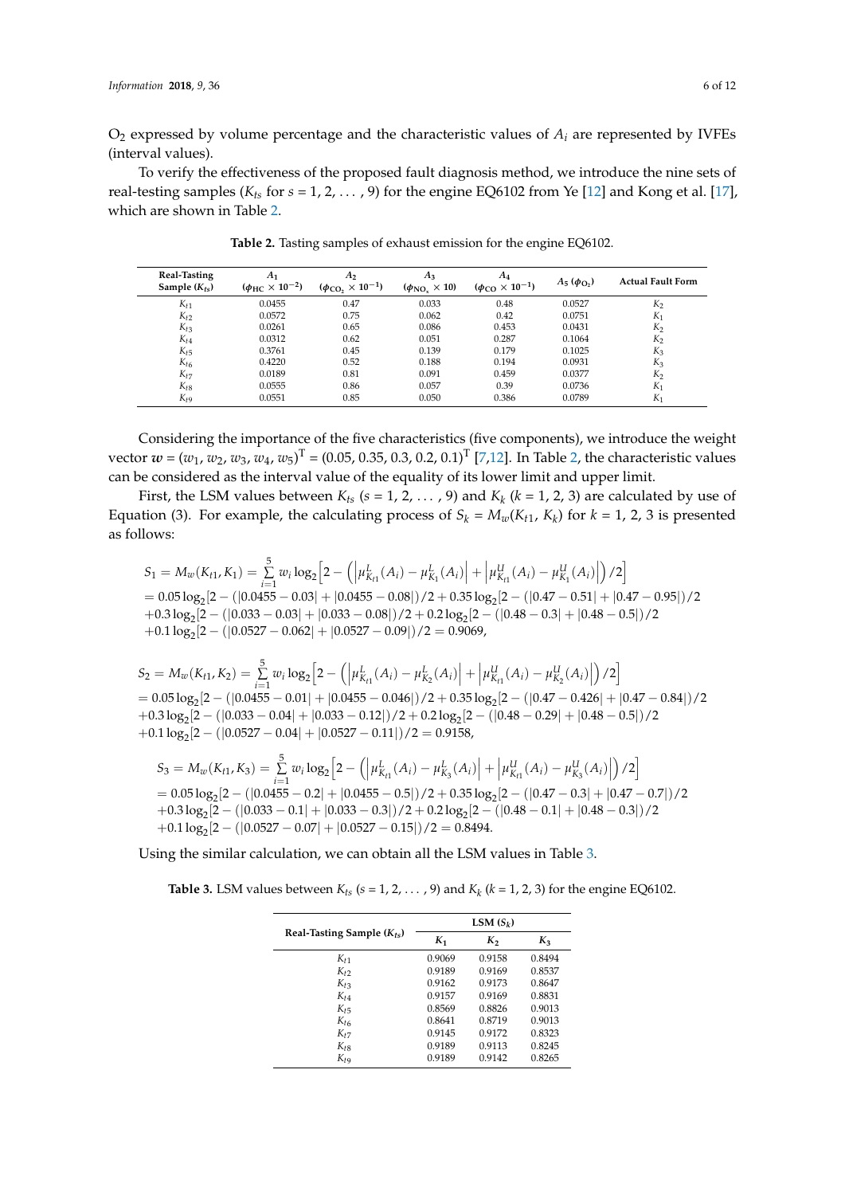$O_2$ expressed by volume percentage and the characteristic values of $A_i$ are represented by IVFEs (interval values).

To verify the effectiveness of the proposed fault diagnosis method, we introduce the nine sets of real-testing samples ($K_{ts}$ for $s = 1, 2, \ldots, 9$) for the engine EQ6102 from Ye [12] and Kong et al. [17], which are shown in Table 2.

**Table 2.** Tasting samples of exhaust emission for the engine EQ6102.

| Real-Tasting Sample ($K_{ts}$) | $A_1$ ($\phi_{HC} \times 10^{-2}$) | $A_2$ ($\phi_{CO_2} \times 10^{-1}$) | $A_3$ ($\phi_{NO_x} \times 10$) | $A_4$ ($\phi_{CO} \times 10^{-1}$) | $A_5$ ($\phi_{O_2}$) | Actual Fault Form |
|---|---|---|---|---|---|---|
| $K_{t1}$ | 0.0455 | 0.47 | 0.033 | 0.48 | 0.0527 | $K_2$ |
| $K_{t2}$ | 0.0572 | 0.75 | 0.062 | 0.42 | 0.0751 | $K_1$ |
| $K_{t3}$ | 0.0261 | 0.65 | 0.086 | 0.453 | 0.0431 | $K_2$ |
| $K_{t4}$ | 0.0312 | 0.62 | 0.051 | 0.287 | 0.1064 | $K_2$ |
| $K_{t5}$ | 0.3761 | 0.45 | 0.139 | 0.179 | 0.1025 | $K_3$ |
| $K_{t6}$ | 0.4220 | 0.52 | 0.188 | 0.194 | 0.0931 | $K_3$ |
| $K_{t7}$ | 0.0189 | 0.81 | 0.091 | 0.459 | 0.0377 | $K_2$ |
| $K_{t8}$ | 0.0555 | 0.86 | 0.057 | 0.39 | 0.0736 | $K_1$ |
| $K_{t9}$ | 0.0551 | 0.85 | 0.050 | 0.386 | 0.0789 | $K_1$ |

Considering the importance of the five characteristics (five components), we introduce the weight vector $\boldsymbol{w} = (w_1, w_2, w_3, w_4, w_5)^T = (0.05, 0.35, 0.3, 0.2, 0.1)^T$ [7,12]. In Table 2, the characteristic values can be considered as the interval value of the equality of its lower limit and upper limit.

First, the LSM values between $K_{ts}$ ($s = 1, 2, \ldots, 9$) and $K_k$ ($k = 1, 2, 3$) are calculated by use of Equation (3). For example, the calculating process of $S_k = M_w(K_{t1}, K_k)$ for $k = 1, 2, 3$ is presented as follows:

$$
\begin{aligned}
S_1 = M_w(K_{t1}, K_1) &= \sum_{i=1}^{5} w_i \log_2\left[2 - \left(\left|\mu^L_{K_{t1}}(A_i) - \mu^L_{K_1}(A_i)\right| + \left|\mu^U_{K_{t1}}(A_i) - \mu^U_{K_1}(A_i)\right|\right)/2\right] \\
&= 0.05\log_2[2 - (|0.0455 - 0.03| + |0.0455 - 0.08|)/2 + 0.35\log_2[2 - (|0.47 - 0.51| + |0.47 - 0.95|)/2 \\
&\quad + 0.3\log_2[2 - (|0.033 - 0.03| + |0.033 - 0.08|)/2 + 0.2\log_2[2 - (|0.48 - 0.3| + |0.48 - 0.5|)/2 \\
&\quad + 0.1\log_2[2 - (|0.0527 - 0.062| + |0.0527 - 0.09|)/2 = 0.9069,
\end{aligned}
$$

$$
\begin{aligned}
S_2 = M_w(K_{t1}, K_2) &= \sum_{i=1}^{5} w_i \log_2\left[2 - \left(\left|\mu^L_{K_{t1}}(A_i) - \mu^L_{K_2}(A_i)\right| + \left|\mu^U_{K_{t1}}(A_i) - \mu^U_{K_2}(A_i)\right|\right)/2\right] \\
&= 0.05\log_2[2 - (|0.0455 - 0.01| + |0.0455 - 0.046|)/2 + 0.35\log_2[2 - (|0.47 - 0.426| + |0.47 - 0.84|)/2 \\
&\quad + 0.3\log_2[2 - (|0.033 - 0.04| + |0.033 - 0.12|)/2 + 0.2\log_2[2 - (|0.48 - 0.29| + |0.48 - 0.5|)/2 \\
&\quad + 0.1\log_2[2 - (|0.0527 - 0.04| + |0.0527 - 0.11|)/2 = 0.9158,
\end{aligned}
$$

$$
\begin{aligned}
S_3 = M_w(K_{t1}, K_3) &= \sum_{i=1}^{5} w_i \log_2\left[2 - \left(\left|\mu^L_{K_{t1}}(A_i) - \mu^L_{K_3}(A_i)\right| + \left|\mu^U_{K_{t1}}(A_i) - \mu^U_{K_3}(A_i)\right|\right)/2\right] \\
&= 0.05\log_2[2 - (|0.0455 - 0.2| + |0.0455 - 0.5|)/2 + 0.35\log_2[2 - (|0.47 - 0.3| + |0.47 - 0.7|)/2 \\
&\quad + 0.3\log_2[2 - (|0.033 - 0.1| + |0.033 - 0.3|)/2 + 0.2\log_2[2 - (|0.48 - 0.1| + |0.48 - 0.3|)/2 \\
&\quad + 0.1\log_2[2 - (|0.0527 - 0.07| + |0.0527 - 0.15|)/2 = 0.8494.
\end{aligned}
$$

Using the similar calculation, we can obtain all the LSM values in Table 3.

**Table 3.** LSM values between $K_{ts}$ ($s = 1, 2, \ldots, 9$) and $K_k$ ($k = 1, 2, 3$) for the engine EQ6102.

| Real-Tasting Sample ($K_{ts}$) | LSM ($S_k$) | | |
|---|---|---|---|
| | $K_1$ | $K_2$ | $K_3$ |
| $K_{t1}$ | 0.9069 | 0.9158 | 0.8494 |
| $K_{t2}$ | 0.9189 | 0.9169 | 0.8537 |
| $K_{t3}$ | 0.9162 | 0.9173 | 0.8647 |
| $K_{t4}$ | 0.9157 | 0.9169 | 0.8831 |
| $K_{t5}$ | 0.8569 | 0.8826 | 0.9013 |
| $K_{t6}$ | 0.8641 | 0.8719 | 0.9013 |
| $K_{t7}$ | 0.9145 | 0.9172 | 0.8323 |
| $K_{t8}$ | 0.9189 | 0.9113 | 0.8245 |
| $K_{t9}$ | 0.9189 | 0.9142 | 0.8265 |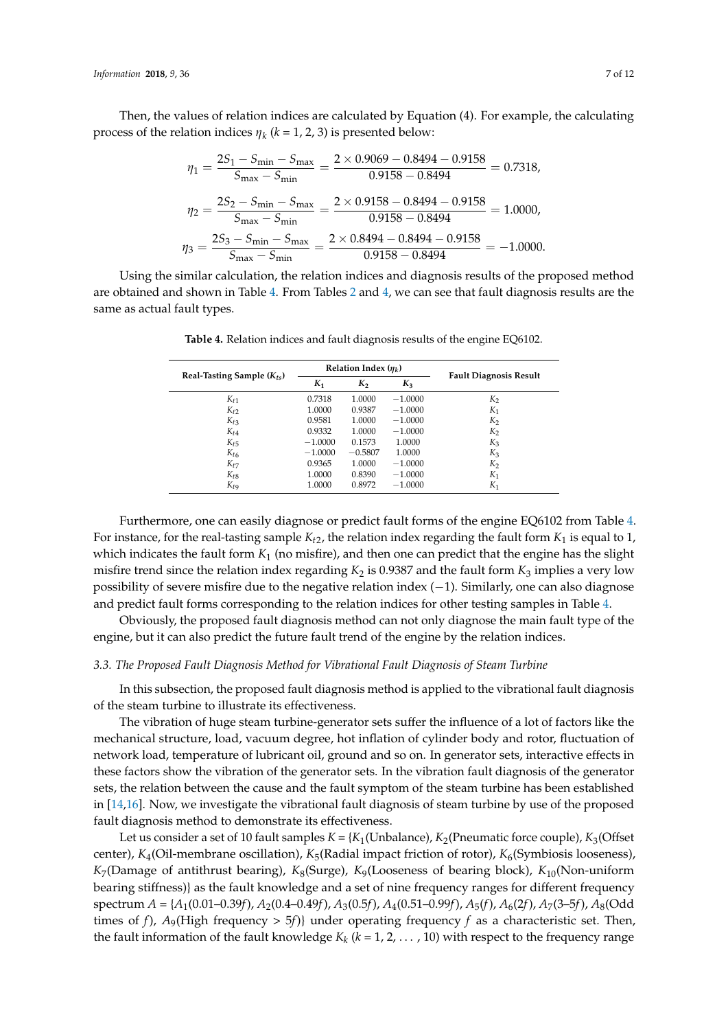Then, the values of relation indices are calculated by Equation (4). For example, the calculating process of the relation indices $\eta_k$ ($k$ = 1, 2, 3) is presented below:

$$\eta_1 = \frac{2S_1 - S_{\min} - S_{\max}}{S_{\max} - S_{\min}} = \frac{2 \times 0.9069 - 0.8494 - 0.9158}{0.9158 - 0.8494} = 0.7318,$$

$$\eta_2 = \frac{2S_2 - S_{\min} - S_{\max}}{S_{\max} - S_{\min}} = \frac{2 \times 0.9158 - 0.8494 - 0.9158}{0.9158 - 0.8494} = 1.0000,$$

$$\eta_3 = \frac{2S_3 - S_{\min} - S_{\max}}{S_{\max} - S_{\min}} = \frac{2 \times 0.8494 - 0.8494 - 0.9158}{0.9158 - 0.8494} = -1.0000.$$

Using the similar calculation, the relation indices and diagnosis results of the proposed method are obtained and shown in Table 4. From Tables 2 and 4, we can see that fault diagnosis results are the same as actual fault types.

**Table 4.** Relation indices and fault diagnosis results of the engine EQ6102.

| Real-Tasting Sample ($K_{ts}$) | Relation Index ($\eta_k$) | | | Fault Diagnosis Result |
|---|---|---|---|---|
| | $K_1$ | $K_2$ | $K_3$ | |
| $K_{t1}$ | 0.7318 | 1.0000 | −1.0000 | $K_2$ |
| $K_{t2}$ | 1.0000 | 0.9387 | −1.0000 | $K_1$ |
| $K_{t3}$ | 0.9581 | 1.0000 | −1.0000 | $K_2$ |
| $K_{t4}$ | 0.9332 | 1.0000 | −1.0000 | $K_2$ |
| $K_{t5}$ | −1.0000 | 0.1573 | 1.0000 | $K_3$ |
| $K_{t6}$ | −1.0000 | −0.5807 | 1.0000 | $K_3$ |
| $K_{t7}$ | 0.9365 | 1.0000 | −1.0000 | $K_2$ |
| $K_{t8}$ | 1.0000 | 0.8390 | −1.0000 | $K_1$ |
| $K_{t9}$ | 1.0000 | 0.8972 | −1.0000 | $K_1$ |

Furthermore, one can easily diagnose or predict fault forms of the engine EQ6102 from Table 4. For instance, for the real-tasting sample $K_{t2}$, the relation index regarding the fault form $K_1$ is equal to 1, which indicates the fault form $K_1$ (no misfire), and then one can predict that the engine has the slight misfire trend since the relation index regarding $K_2$ is 0.9387 and the fault form $K_3$ implies a very low possibility of severe misfire due to the negative relation index (−1). Similarly, one can also diagnose and predict fault forms corresponding to the relation indices for other testing samples in Table 4.

Obviously, the proposed fault diagnosis method can not only diagnose the main fault type of the engine, but it can also predict the future fault trend of the engine by the relation indices.

### 3.3. The Proposed Fault Diagnosis Method for Vibrational Fault Diagnosis of Steam Turbine

In this subsection, the proposed fault diagnosis method is applied to the vibrational fault diagnosis of the steam turbine to illustrate its effectiveness.

The vibration of huge steam turbine-generator sets suffer the influence of a lot of factors like the mechanical structure, load, vacuum degree, hot inflation of cylinder body and rotor, fluctuation of network load, temperature of lubricant oil, ground and so on. In generator sets, interactive effects in these factors show the vibration of the generator sets. In the vibration fault diagnosis of the generator sets, the relation between the cause and the fault symptom of the steam turbine has been established in [14,16]. Now, we investigate the vibrational fault diagnosis of steam turbine by use of the proposed fault diagnosis method to demonstrate its effectiveness.

Let us consider a set of 10 fault samples $K$ = {$K_1$(Unbalance), $K_2$(Pneumatic force couple), $K_3$(Offset center), $K_4$(Oil-membrane oscillation), $K_5$(Radial impact friction of rotor), $K_6$(Symbiosis looseness), $K_7$(Damage of antithrust bearing), $K_8$(Surge), $K_9$(Looseness of bearing block), $K_{10}$(Non-uniform bearing stiffness)} as the fault knowledge and a set of nine frequency ranges for different frequency spectrum $A$ = {$A_1$(0.01–0.39$f$), $A_2$(0.4–0.49$f$), $A_3$(0.5$f$), $A_4$(0.51–0.99$f$), $A_5$($f$), $A_6$(2$f$), $A_7$(3–5$f$), $A_8$(Odd times of $f$), $A_9$(High frequency > 5$f$)} under operating frequency $f$ as a characteristic set. Then, the fault information of the fault knowledge $K_k$ ($k$ = 1, 2, . . . , 10) with respect to the frequency range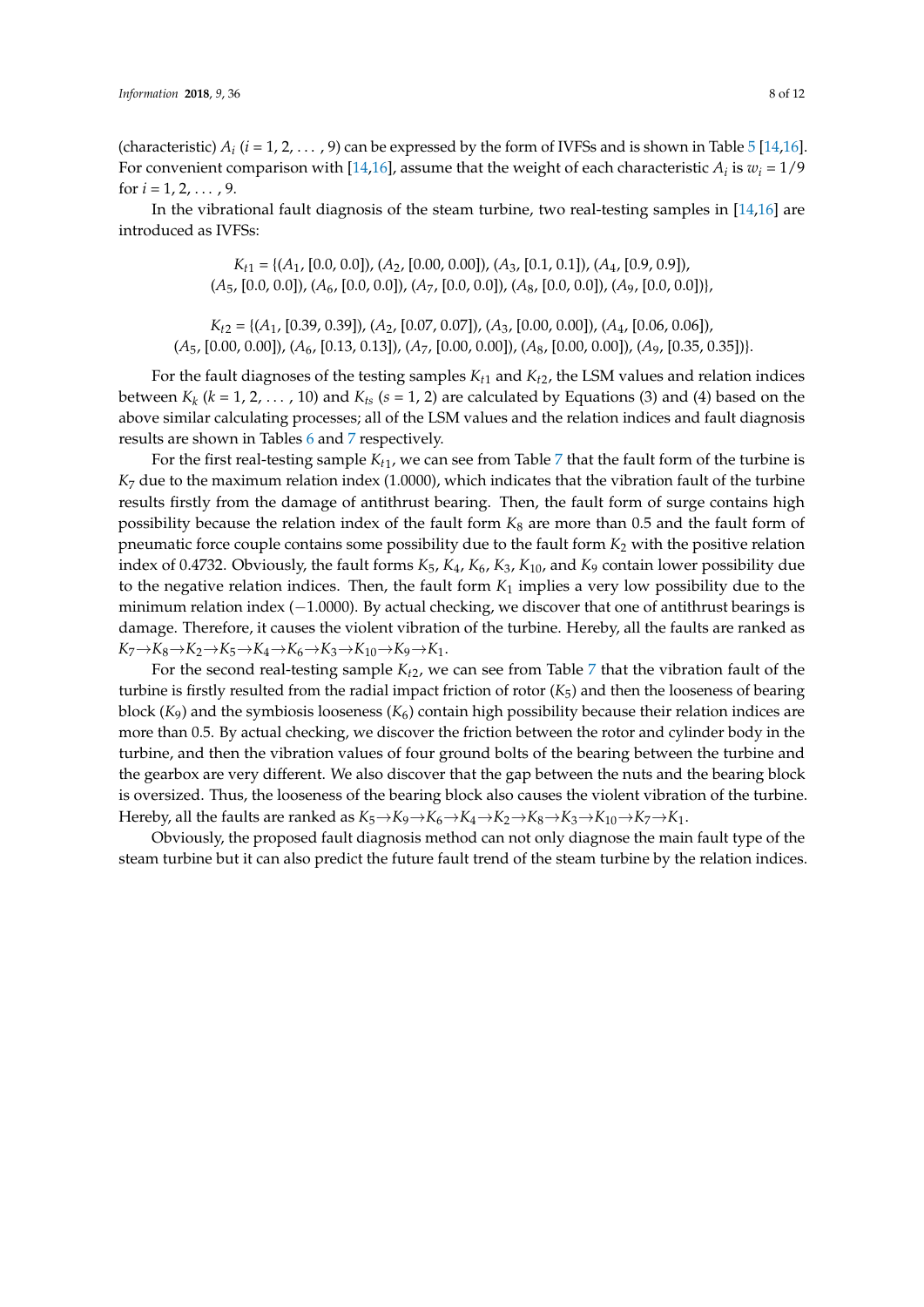(characteristic) $A_i$ ($i$ = 1, 2, ... , 9) can be expressed by the form of IVFSs and is shown in Table 5 [14,16]. For convenient comparison with [14,16], assume that the weight of each characteristic $A_i$ is $w_i = 1/9$ for $i$ = 1, 2, ... , 9.

In the vibrational fault diagnosis of the steam turbine, two real-testing samples in [14,16] are introduced as IVFSs:

$$K_{t1} = \{(A_1, [0.0, 0.0]), (A_2, [0.00, 0.00]), (A_3, [0.1, 0.1]), (A_4, [0.9, 0.9]), (A_5, [0.0, 0.0]), (A_6, [0.0, 0.0]), (A_7, [0.0, 0.0]), (A_8, [0.0, 0.0]), (A_9, [0.0, 0.0])\},$$

$$K_{t2} = \{(A_1, [0.39, 0.39]), (A_2, [0.07, 0.07]), (A_3, [0.00, 0.00]), (A_4, [0.06, 0.06]), (A_5, [0.00, 0.00]), (A_6, [0.13, 0.13]), (A_7, [0.00, 0.00]), (A_8, [0.00, 0.00]), (A_9, [0.35, 0.35])\}.$$

For the fault diagnoses of the testing samples $K_{t1}$ and $K_{t2}$, the LSM values and relation indices between $K_k$ ($k$ = 1, 2, ... , 10) and $K_{ts}$ ($s$ = 1, 2) are calculated by Equations (3) and (4) based on the above similar calculating processes; all of the LSM values and the relation indices and fault diagnosis results are shown in Tables 6 and 7 respectively.

For the first real-testing sample $K_{t1}$, we can see from Table 7 that the fault form of the turbine is $K_7$ due to the maximum relation index (1.0000), which indicates that the vibration fault of the turbine results firstly from the damage of antithrust bearing. Then, the fault form of surge contains high possibility because the relation index of the fault form $K_8$ are more than 0.5 and the fault form of pneumatic force couple contains some possibility due to the fault form $K_2$ with the positive relation index of 0.4732. Obviously, the fault forms $K_5$, $K_4$, $K_6$, $K_3$, $K_{10}$, and $K_9$ contain lower possibility due to the negative relation indices. Then, the fault form $K_1$ implies a very low possibility due to the minimum relation index (−1.0000). By actual checking, we discover that one of antithrust bearings is damage. Therefore, it causes the violent vibration of the turbine. Hereby, all the faults are ranked as $K_7 \rightarrow K_8 \rightarrow K_2 \rightarrow K_5 \rightarrow K_4 \rightarrow K_6 \rightarrow K_3 \rightarrow K_{10} \rightarrow K_9 \rightarrow K_1$.

For the second real-testing sample $K_{t2}$, we can see from Table 7 that the vibration fault of the turbine is firstly resulted from the radial impact friction of rotor ($K_5$) and then the looseness of bearing block ($K_9$) and the symbiosis looseness ($K_6$) contain high possibility because their relation indices are more than 0.5. By actual checking, we discover the friction between the rotor and cylinder body in the turbine, and then the vibration values of four ground bolts of the bearing between the turbine and the gearbox are very different. We also discover that the gap between the nuts and the bearing block is oversized. Thus, the looseness of the bearing block also causes the violent vibration of the turbine. Hereby, all the faults are ranked as $K_5 \rightarrow K_9 \rightarrow K_6 \rightarrow K_4 \rightarrow K_2 \rightarrow K_8 \rightarrow K_3 \rightarrow K_{10} \rightarrow K_7 \rightarrow K_1$.

Obviously, the proposed fault diagnosis method can not only diagnose the main fault type of the steam turbine but it can also predict the future fault trend of the steam turbine by the relation indices.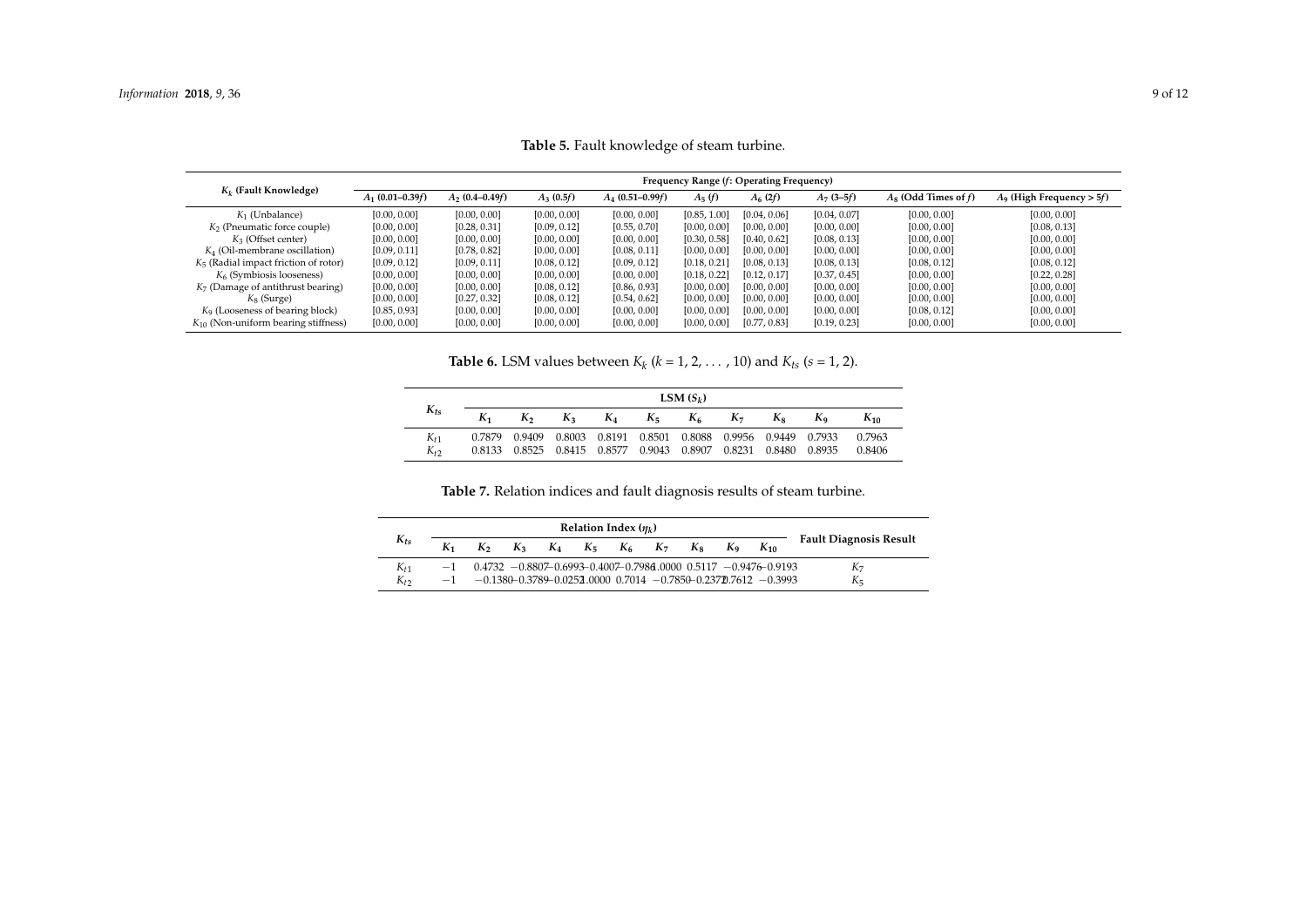**Table 5.** Fault knowledge of steam turbine.

| $K_k$ (Fault Knowledge) | Frequency Range ($f$: Operating Frequency) | | | | | | | | |
|---|---|---|---|---|---|---|---|---|---|
| | $A_1$ (0.01–0.39$f$) | $A_2$ (0.4–0.49$f$) | $A_3$ (0.5$f$) | $A_4$ (0.51–0.99$f$) | $A_5$ ($f$) | $A_6$ (2$f$) | $A_7$ (3–5$f$) | $A_8$ (Odd Times of $f$) | $A_9$ (High Frequency > 5$f$) |
| $K_1$ (Unbalance) | [0.00, 0.00] | [0.00, 0.00] | [0.00, 0.00] | [0.00, 0.00] | [0.85, 1.00] | [0.04, 0.06] | [0.04, 0.07] | [0.00, 0.00] | [0.00, 0.00] |
| $K_2$ (Pneumatic force couple) | [0.00, 0.00] | [0.28, 0.31] | [0.09, 0.12] | [0.55, 0.70] | [0.00, 0.00] | [0.00, 0.00] | [0.00, 0.00] | [0.00, 0.00] | [0.08, 0.13] |
| $K_3$ (Offset center) | [0.00, 0.00] | [0.00, 0.00] | [0.00, 0.00] | [0.00, 0.00] | [0.30, 0.58] | [0.40, 0.62] | [0.08, 0.13] | [0.00, 0.00] | [0.00, 0.00] |
| $K_4$ (Oil-membrane oscillation) | [0.09, 0.11] | [0.78, 0.82] | [0.00, 0.00] | [0.08, 0.11] | [0.00, 0.00] | [0.00, 0.00] | [0.00, 0.00] | [0.00, 0.00] | [0.00, 0.00] |
| $K_5$ (Radial impact friction of rotor) | [0.09, 0.12] | [0.09, 0.11] | [0.08, 0.12] | [0.09, 0.12] | [0.18, 0.21] | [0.08, 0.13] | [0.08, 0.13] | [0.08, 0.12] | [0.08, 0.12] |
| $K_6$ (Symbiosis looseness) | [0.00, 0.00] | [0.00, 0.00] | [0.00, 0.00] | [0.00, 0.00] | [0.18, 0.22] | [0.12, 0.17] | [0.37, 0.45] | [0.00, 0.00] | [0.22, 0.28] |
| $K_7$ (Damage of antithrust bearing) | [0.00, 0.00] | [0.00, 0.00] | [0.08, 0.12] | [0.86, 0.93] | [0.00, 0.00] | [0.00, 0.00] | [0.00, 0.00] | [0.00, 0.00] | [0.00, 0.00] |
| $K_8$ (Surge) | [0.00, 0.00] | [0.27, 0.32] | [0.08, 0.12] | [0.54, 0.62] | [0.00, 0.00] | [0.00, 0.00] | [0.00, 0.00] | [0.00, 0.00] | [0.00, 0.00] |
| $K_9$ (Looseness of bearing block) | [0.85, 0.93] | [0.00, 0.00] | [0.00, 0.00] | [0.00, 0.00] | [0.00, 0.00] | [0.00, 0.00] | [0.00, 0.00] | [0.08, 0.12] | [0.00, 0.00] |
| $K_{10}$ (Non-uniform bearing stiffness) | [0.00, 0.00] | [0.00, 0.00] | [0.00, 0.00] | [0.00, 0.00] | [0.00, 0.00] | [0.77, 0.83] | [0.19, 0.23] | [0.00, 0.00] | [0.00, 0.00] |

**Table 6.** LSM values between $K_k$ ($k$ = 1, 2, ... , 10) and $K_{ts}$ ($s$ = 1, 2).

| $K_{ts}$ | LSM ($S_k$) | | | | | | | | | |
|---|---|---|---|---|---|---|---|---|---|---|
| | $K_1$ | $K_2$ | $K_3$ | $K_4$ | $K_5$ | $K_6$ | $K_7$ | $K_8$ | $K_9$ | $K_{10}$ |
| $K_{t1}$ | 0.7879 | 0.9409 | 0.8003 | 0.8191 | 0.8501 | 0.8088 | 0.9956 | 0.9449 | 0.7933 | 0.7963 |
| $K_{t2}$ | 0.8133 | 0.8525 | 0.8415 | 0.8577 | 0.9043 | 0.8907 | 0.8231 | 0.8480 | 0.8935 | 0.8406 |

**Table 7.** Relation indices and fault diagnosis results of steam turbine.

| $K_{ts}$ | Relation Index ($\eta_k$) | | | | | | | | | | Fault Diagnosis Result |
|---|---|---|---|---|---|---|---|---|---|---|---|
| | $K_1$ | $K_2$ | $K_3$ | $K_4$ | $K_5$ | $K_6$ | $K_7$ | $K_8$ | $K_9$ | $K_{10}$ | |
| $K_{t1}$ | −1 | 0.4732 | −0.8807 | −0.6993 | −0.4007 | −0.7986 | 1.0000 | 0.5117 | −0.9476 | −0.9193 | $K_7$ |
| $K_{t2}$ | −1 | −0.1380 | −0.3789 | −0.0252 | 1.0000 | 0.7014 | −0.7850 | −0.2372 | 0.7612 | −0.3993 | $K_5$ |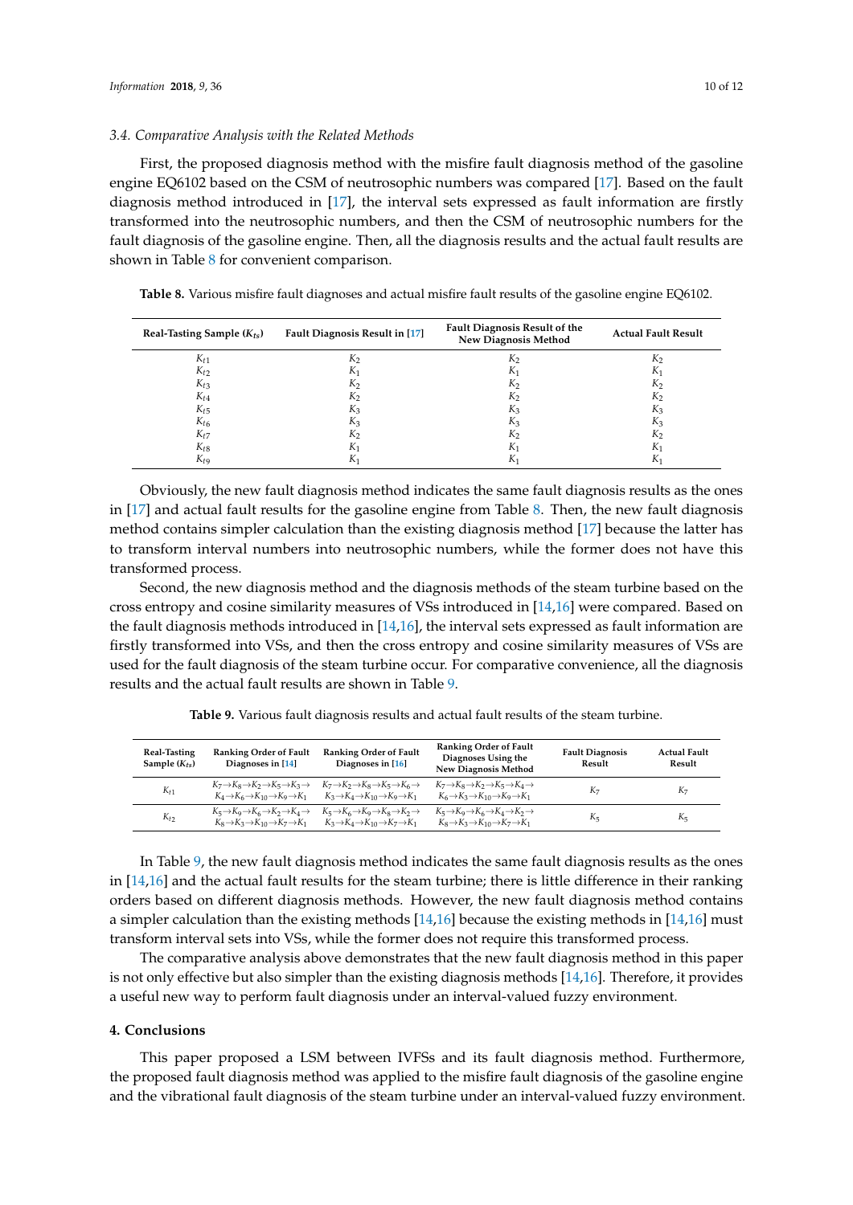### 3.4. Comparative Analysis with the Related Methods

First, the proposed diagnosis method with the misfire fault diagnosis method of the gasoline engine EQ6102 based on the CSM of neutrosophic numbers was compared [17]. Based on the fault diagnosis method introduced in [17], the interval sets expressed as fault information are firstly transformed into the neutrosophic numbers, and then the CSM of neutrosophic numbers for the fault diagnosis of the gasoline engine. Then, all the diagnosis results and the actual fault results are shown in Table 8 for convenient comparison.

**Table 8.** Various misfire fault diagnoses and actual misfire fault results of the gasoline engine EQ6102.

| Real-Tasting Sample ($K_{ts}$) | Fault Diagnosis Result in [17] | Fault Diagnosis Result of the New Diagnosis Method | Actual Fault Result |
|---|---|---|---|
| $K_{t1}$ | $K_2$ | $K_2$ | $K_2$ |
| $K_{t2}$ | $K_1$ | $K_1$ | $K_1$ |
| $K_{t3}$ | $K_2$ | $K_2$ | $K_2$ |
| $K_{t4}$ | $K_2$ | $K_2$ | $K_2$ |
| $K_{t5}$ | $K_3$ | $K_3$ | $K_3$ |
| $K_{t6}$ | $K_3$ | $K_3$ | $K_3$ |
| $K_{t7}$ | $K_2$ | $K_2$ | $K_2$ |
| $K_{t8}$ | $K_1$ | $K_1$ | $K_1$ |
| $K_{t9}$ | $K_1$ | $K_1$ | $K_1$ |

Obviously, the new fault diagnosis method indicates the same fault diagnosis results as the ones in [17] and actual fault results for the gasoline engine from Table 8. Then, the new fault diagnosis method contains simpler calculation than the existing diagnosis method [17] because the latter has to transform interval numbers into neutrosophic numbers, while the former does not have this transformed process.

Second, the new diagnosis method and the diagnosis methods of the steam turbine based on the cross entropy and cosine similarity measures of VSs introduced in [14,16] were compared. Based on the fault diagnosis methods introduced in [14,16], the interval sets expressed as fault information are firstly transformed into VSs, and then the cross entropy and cosine similarity measures of VSs are used for the fault diagnosis of the steam turbine occur. For comparative convenience, all the diagnosis results and the actual fault results are shown in Table 9.

**Table 9.** Various fault diagnosis results and actual fault results of the steam turbine.

| Real-Tasting Sample ($K_{ts}$) | Ranking Order of Fault Diagnoses in [14] | Ranking Order of Fault Diagnoses in [16] | Ranking Order of Fault Diagnoses Using the New Diagnosis Method | Fault Diagnosis Result | Actual Fault Result |
|---|---|---|---|---|---|
| $K_{t1}$ | $K_7 \to K_8 \to K_2 \to K_5 \to K_3 \to K_4 \to K_6 \to K_{10} \to K_9 \to K_1$ | $K_7 \to K_2 \to K_8 \to K_5 \to K_6 \to K_3 \to K_4 \to K_{10} \to K_9 \to K_1$ | $K_7 \to K_8 \to K_2 \to K_5 \to K_4 \to K_6 \to K_3 \to K_{10} \to K_9 \to K_1$ | $K_7$ | $K_7$ |
| $K_{t2}$ | $K_5 \to K_9 \to K_6 \to K_2 \to K_4 \to K_8 \to K_3 \to K_{10} \to K_7 \to K_1$ | $K_5 \to K_6 \to K_9 \to K_8 \to K_2 \to K_3 \to K_4 \to K_{10} \to K_7 \to K_1$ | $K_5 \to K_9 \to K_6 \to K_4 \to K_2 \to K_8 \to K_3 \to K_{10} \to K_7 \to K_1$ | $K_5$ | $K_5$ |

In Table 9, the new fault diagnosis method indicates the same fault diagnosis results as the ones in [14,16] and the actual fault results for the steam turbine; there is little difference in their ranking orders based on different diagnosis methods. However, the new fault diagnosis method contains a simpler calculation than the existing methods [14,16] because the existing methods in [14,16] must transform interval sets into VSs, while the former does not require this transformed process.

The comparative analysis above demonstrates that the new fault diagnosis method in this paper is not only effective but also simpler than the existing diagnosis methods [14,16]. Therefore, it provides a useful new way to perform fault diagnosis under an interval-valued fuzzy environment.

## 4. Conclusions

This paper proposed a LSM between IVFSs and its fault diagnosis method. Furthermore, the proposed fault diagnosis method was applied to the misfire fault diagnosis of the gasoline engine and the vibrational fault diagnosis of the steam turbine under an interval-valued fuzzy environment.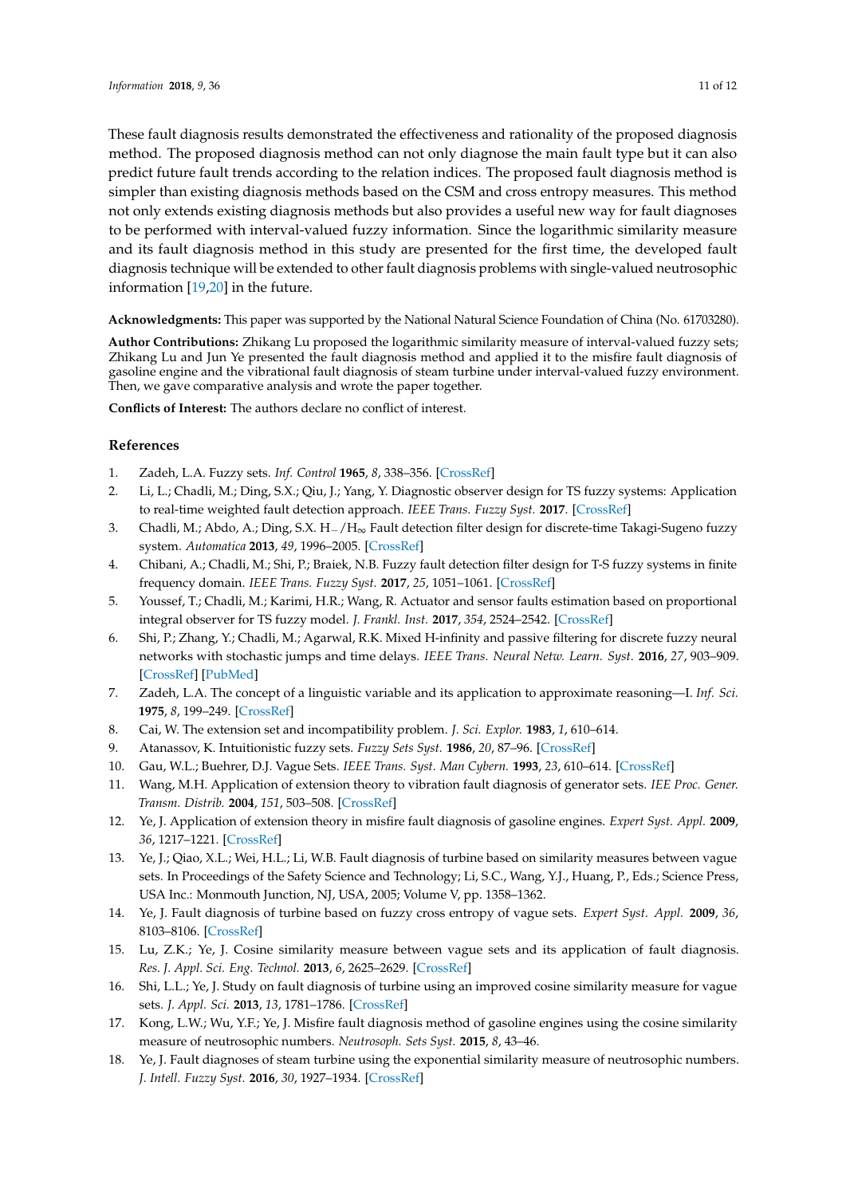These fault diagnosis results demonstrated the effectiveness and rationality of the proposed diagnosis method. The proposed diagnosis method can not only diagnose the main fault type but it can also predict future fault trends according to the relation indices. The proposed fault diagnosis method is simpler than existing diagnosis methods based on the CSM and cross entropy measures. This method not only extends existing diagnosis methods but also provides a useful new way for fault diagnoses to be performed with interval-valued fuzzy information. Since the logarithmic similarity measure and its fault diagnosis method in this study are presented for the first time, the developed fault diagnosis technique will be extended to other fault diagnosis problems with single-valued neutrosophic information [19,20] in the future.

**Acknowledgments:** This paper was supported by the National Natural Science Foundation of China (No. 61703280).

**Author Contributions:** Zhikang Lu proposed the logarithmic similarity measure of interval-valued fuzzy sets; Zhikang Lu and Jun Ye presented the fault diagnosis method and applied it to the misfire fault diagnosis of gasoline engine and the vibrational fault diagnosis of steam turbine under interval-valued fuzzy environment. Then, we gave comparative analysis and wrote the paper together.

**Conflicts of Interest:** The authors declare no conflict of interest.

## References

1. Zadeh, L.A. Fuzzy sets. *Inf. Control* **1965**, *8*, 338–356. [CrossRef]
2. Li, L.; Chadli, M.; Ding, S.X.; Qiu, J.; Yang, Y. Diagnostic observer design for TS fuzzy systems: Application to real-time weighted fault detection approach. *IEEE Trans. Fuzzy Syst.* **2017**. [CrossRef]
3. Chadli, M.; Abdo, A.; Ding, S.X. $H_-/H_\infty$ Fault detection filter design for discrete-time Takagi-Sugeno fuzzy system. *Automatica* **2013**, *49*, 1996–2005. [CrossRef]
4. Chibani, A.; Chadli, M.; Shi, P.; Braiek, N.B. Fuzzy fault detection filter design for T-S fuzzy systems in finite frequency domain. *IEEE Trans. Fuzzy Syst.* **2017**, *25*, 1051–1061. [CrossRef]
5. Youssef, T.; Chadli, M.; Karimi, H.R.; Wang, R. Actuator and sensor faults estimation based on proportional integral observer for TS fuzzy model. *J. Frankl. Inst.* **2017**, *354*, 2524–2542. [CrossRef]
6. Shi, P.; Zhang, Y.; Chadli, M.; Agarwal, R.K. Mixed H-infinity and passive filtering for discrete fuzzy neural networks with stochastic jumps and time delays. *IEEE Trans. Neural Netw. Learn. Syst.* **2016**, *27*, 903–909. [CrossRef] [PubMed]
7. Zadeh, L.A. The concept of a linguistic variable and its application to approximate reasoning—I. *Inf. Sci.* **1975**, *8*, 199–249. [CrossRef]
8. Cai, W. The extension set and incompatibility problem. *J. Sci. Explor.* **1983**, *1*, 610–614.
9. Atanassov, K. Intuitionistic fuzzy sets. *Fuzzy Sets Syst.* **1986**, *20*, 87–96. [CrossRef]
10. Gau, W.L.; Buehrer, D.J. Vague Sets. *IEEE Trans. Syst. Man Cybern.* **1993**, *23*, 610–614. [CrossRef]
11. Wang, M.H. Application of extension theory to vibration fault diagnosis of generator sets. *IEE Proc. Gener. Transm. Distrib.* **2004**, *151*, 503–508. [CrossRef]
12. Ye, J. Application of extension theory in misfire fault diagnosis of gasoline engines. *Expert Syst. Appl.* **2009**, *36*, 1217–1221. [CrossRef]
13. Ye, J.; Qiao, X.L.; Wei, H.L.; Li, W.B. Fault diagnosis of turbine based on similarity measures between vague sets. In Proceedings of the Safety Science and Technology; Li, S.C., Wang, Y.J., Huang, P., Eds.; Science Press, USA Inc.: Monmouth Junction, NJ, USA, 2005; Volume V, pp. 1358–1362.
14. Ye, J. Fault diagnosis of turbine based on fuzzy cross entropy of vague sets. *Expert Syst. Appl.* **2009**, *36*, 8103–8106. [CrossRef]
15. Lu, Z.K.; Ye, J. Cosine similarity measure between vague sets and its application of fault diagnosis. *Res. J. Appl. Sci. Eng. Technol.* **2013**, *6*, 2625–2629. [CrossRef]
16. Shi, L.L.; Ye, J. Study on fault diagnosis of turbine using an improved cosine similarity measure for vague sets. *J. Appl. Sci.* **2013**, *13*, 1781–1786. [CrossRef]
17. Kong, L.W.; Wu, Y.F.; Ye, J. Misfire fault diagnosis method of gasoline engines using the cosine similarity measure of neutrosophic numbers. *Neutrosoph. Sets Syst.* **2015**, *8*, 43–46.
18. Ye, J. Fault diagnoses of steam turbine using the exponential similarity measure of neutrosophic numbers. *J. Intell. Fuzzy Syst.* **2016**, *30*, 1927–1934. [CrossRef]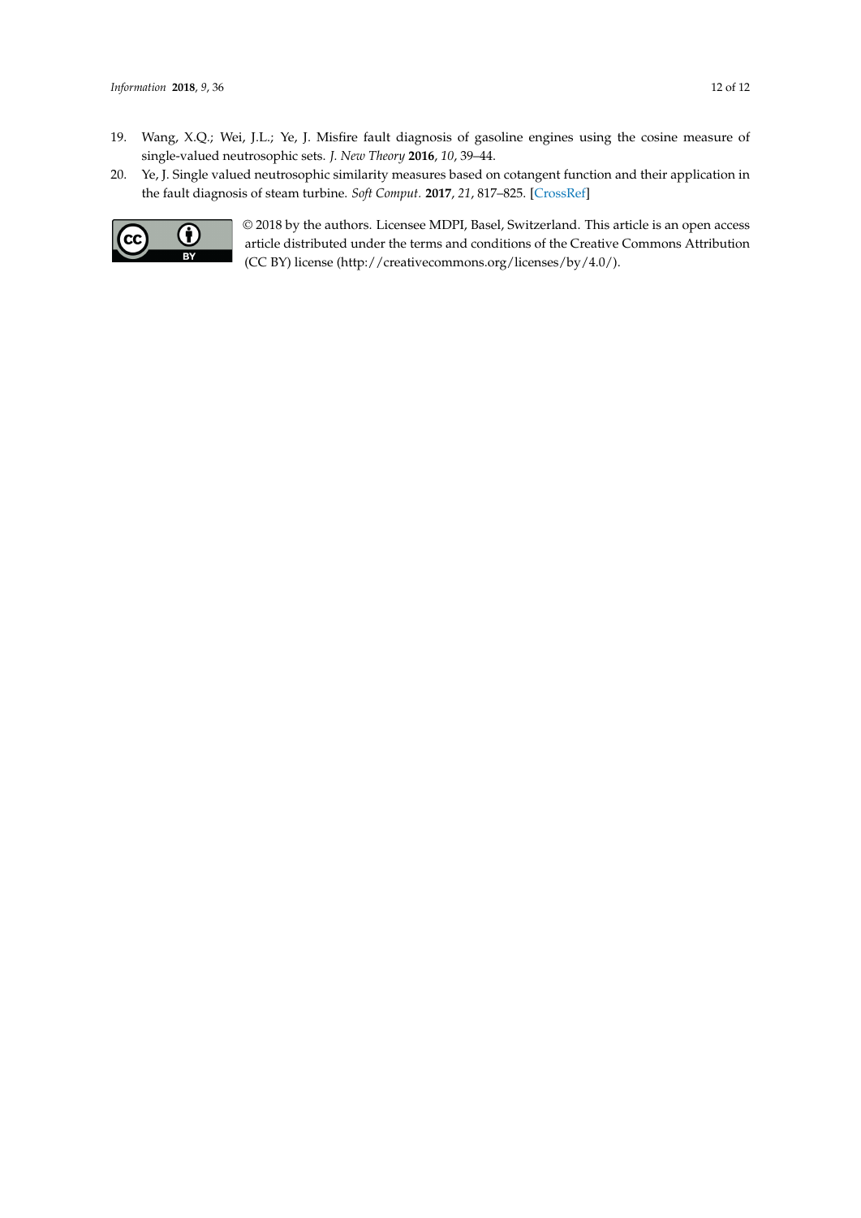19. Wang, X.Q.; Wei, J.L.; Ye, J. Misfire fault diagnosis of gasoline engines using the cosine measure of single-valued neutrosophic sets. *J. New Theory* **2016**, *10*, 39–44.
20. Ye, J. Single valued neutrosophic similarity measures based on cotangent function and their application in the fault diagnosis of steam turbine. *Soft Comput.* **2017**, *21*, 817–825. [CrossRef]

© 2018 by the authors. Licensee MDPI, Basel, Switzerland. This article is an open access article distributed under the terms and conditions of the Creative Commons Attribution (CC BY) license (http://creativecommons.org/licenses/by/4.0/).